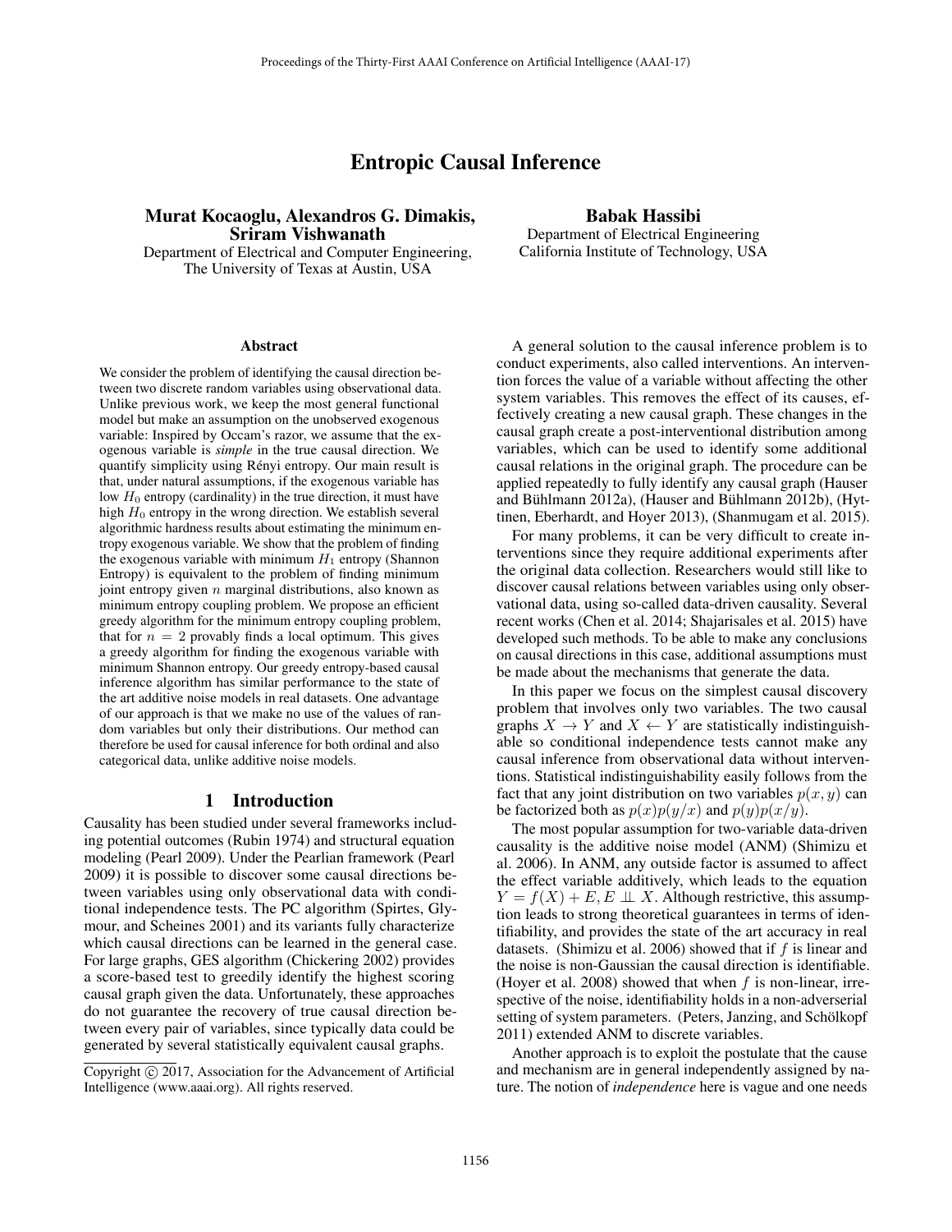# Entropic Causal Inference

**Murat Kocaoglu, Alexandros G. Dimakis, Sriram Vishwanath**
Department of Electrical and Computer Engineering,
The University of Texas at Austin, USA

**Babak Hassibi**
Department of Electrical Engineering
California Institute of Technology, USA

### Abstract

We consider the problem of identifying the causal direction between two discrete random variables using observational data. Unlike previous work, we keep the most general functional model but make an assumption on the unobserved exogenous variable: Inspired by Occam's razor, we assume that the exogenous variable is *simple* in the true causal direction. We quantify simplicity using Rényi entropy. Our main result is that, under natural assumptions, if the exogenous variable has low $H_0$ entropy (cardinality) in the true direction, it must have high $H_0$ entropy in the wrong direction. We establish several algorithmic hardness results about estimating the minimum entropy exogenous variable. We show that the problem of finding the exogenous variable with minimum $H_1$ entropy (Shannon Entropy) is equivalent to the problem of finding minimum joint entropy given $n$ marginal distributions, also known as minimum entropy coupling problem. We propose an efficient greedy algorithm for the minimum entropy coupling problem, that for $n = 2$ provably finds a local optimum. This gives a greedy algorithm for finding the exogenous variable with minimum Shannon entropy. Our greedy entropy-based causal inference algorithm has similar performance to the state of the art additive noise models in real datasets. One advantage of our approach is that we make no use of the values of random variables but only their distributions. Our method can therefore be used for causal inference for both ordinal and also categorical data, unlike additive noise models.

## 1 Introduction

Causality has been studied under several frameworks including potential outcomes (Rubin 1974) and structural equation modeling (Pearl 2009). Under the Pearlian framework (Pearl 2009) it is possible to discover some causal directions between variables using only observational data with conditional independence tests. The PC algorithm (Spirtes, Glymour, and Scheines 2001) and its variants fully characterize which causal directions can be learned in the general case. For large graphs, GES algorithm (Chickering 2002) provides a score-based test to greedily identify the highest scoring causal graph given the data. Unfortunately, these approaches do not guarantee the recovery of true causal direction between every pair of variables, since typically data could be generated by several statistically equivalent causal graphs.

Copyright © 2017, Association for the Advancement of Artificial Intelligence (www.aaai.org). All rights reserved.

A general solution to the causal inference problem is to conduct experiments, also called interventions. An intervention forces the value of a variable without affecting the other system variables. This removes the effect of its causes, effectively creating a new causal graph. These changes in the causal graph create a post-interventional distribution among variables, which can be used to identify some additional causal relations in the original graph. The procedure can be applied repeatedly to fully identify any causal graph (Hauser and Bühlmann 2012a), (Hauser and Bühlmann 2012b), (Hyttinen, Eberhardt, and Hoyer 2013), (Shanmugam et al. 2015).

For many problems, it can be very difficult to create interventions since they require additional experiments after the original data collection. Researchers would still like to discover causal relations between variables using only observational data, using so-called data-driven causality. Several recent works (Chen et al. 2014; Shajarisales et al. 2015) have developed such methods. To be able to make any conclusions on causal directions in this case, additional assumptions must be made about the mechanisms that generate the data.

In this paper we focus on the simplest causal discovery problem that involves only two variables. The two causal graphs $X \rightarrow Y$ and $X \leftarrow Y$ are statistically indistinguishable so conditional independence tests cannot make any causal inference from observational data without interventions. Statistical indistinguishability easily follows from the fact that any joint distribution on two variables $p(x, y)$ can be factorized both as $p(x)p(y/x)$ and $p(y)p(x/y)$.

The most popular assumption for two-variable data-driven causality is the additive noise model (ANM) (Shimizu et al. 2006). In ANM, any outside factor is assumed to affect the effect variable additively, which leads to the equation $Y = f(X) + E, E \perp\!\!\!\perp X$. Although restrictive, this assumption leads to strong theoretical guarantees in terms of identifiability, and provides the state of the art accuracy in real datasets. (Shimizu et al. 2006) showed that if $f$ is linear and the noise is non-Gaussian the causal direction is identifiable. (Hoyer et al. 2008) showed that when $f$ is non-linear, irrespective of the noise, identifiability holds in a non-adverserial setting of system parameters. (Peters, Janzing, and Schölkopf 2011) extended ANM to discrete variables.

Another approach is to exploit the postulate that the cause and mechanism are in general independently assigned by nature. The notion of *independence* here is vague and one needs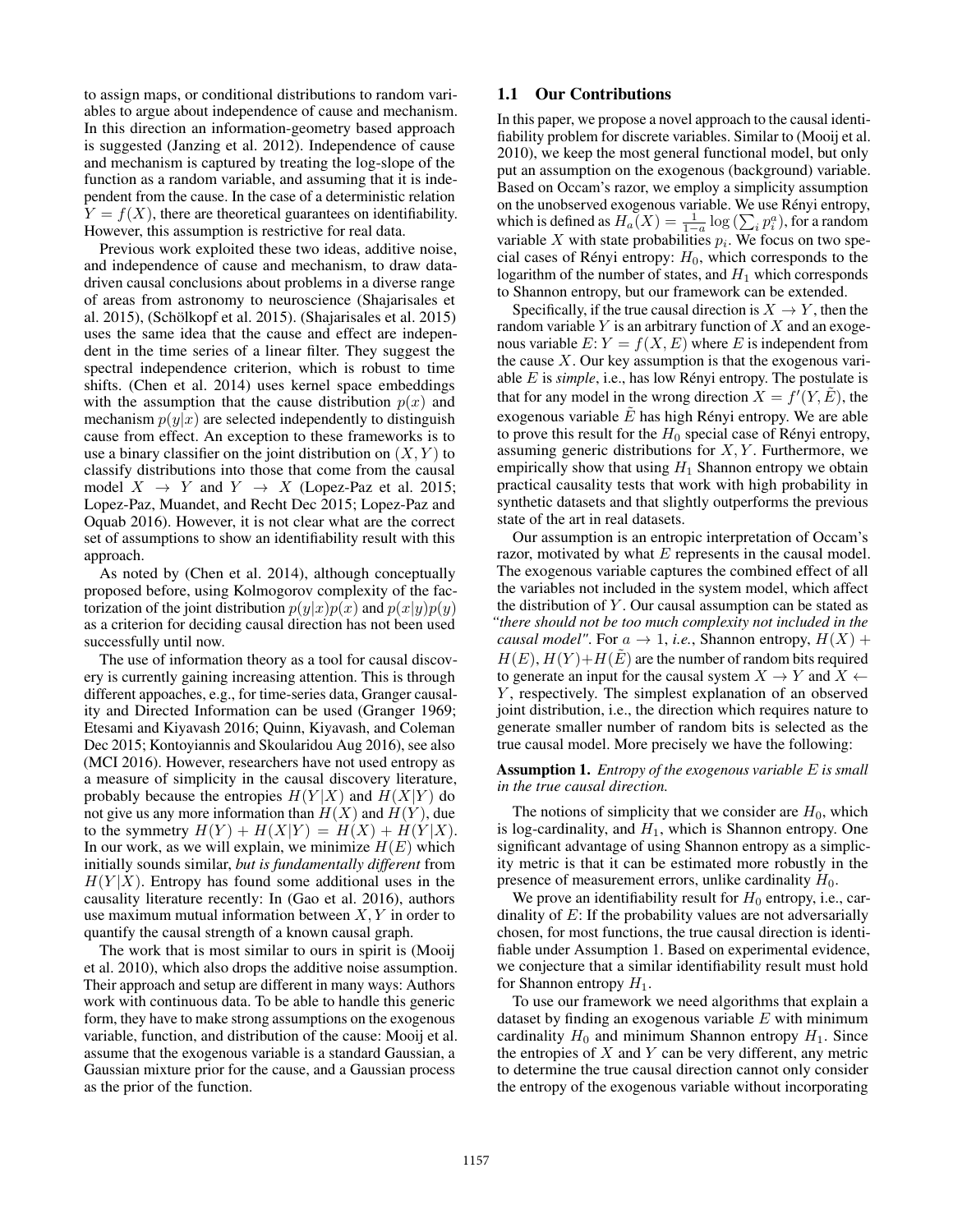to assign maps, or conditional distributions to random variables to argue about independence of cause and mechanism. In this direction an information-geometry based approach is suggested (Janzing et al. 2012). Independence of cause and mechanism is captured by treating the log-slope of the function as a random variable, and assuming that it is independent from the cause. In the case of a deterministic relation $Y = f(X)$, there are theoretical guarantees on identifiability. However, this assumption is restrictive for real data.

Previous work exploited these two ideas, additive noise, and independence of cause and mechanism, to draw data-driven causal conclusions about problems in a diverse range of areas from astronomy to neuroscience (Shajarisales et al. 2015), (Schölkopf et al. 2015). (Shajarisales et al. 2015) uses the same idea that the cause and effect are independent in the time series of a linear filter. They suggest the spectral independence criterion, which is robust to time shifts. (Chen et al. 2014) uses kernel space embeddings with the assumption that the cause distribution $p(x)$ and mechanism $p(y|x)$ are selected independently to distinguish cause from effect. An exception to these frameworks is to use a binary classifier on the joint distribution on $(X, Y)$ to classify distributions into those that come from the causal model $X \rightarrow Y$ and $Y \rightarrow X$ (Lopez-Paz et al. 2015; Lopez-Paz, Muandet, and Recht Dec 2015; Lopez-Paz and Oquab 2016). However, it is not clear what are the correct set of assumptions to show an identifiability result with this approach.

As noted by (Chen et al. 2014), although conceptually proposed before, using Kolmogorov complexity of the factorization of the joint distribution $p(y|x)p(x)$ and $p(x|y)p(y)$ as a criterion for deciding causal direction has not been used successfully until now.

The use of information theory as a tool for causal discovery is currently gaining increasing attention. This is through different appoaches, e.g., for time-series data, Granger causality and Directed Information can be used (Granger 1969; Etesami and Kiyavash 2016; Quinn, Kiyavash, and Coleman Dec 2015; Kontoyiannis and Skoularidou Aug 2016), see also (MCI 2016). However, researchers have not used entropy as a measure of simplicity in the causal discovery literature, probably because the entropies $H(Y|X)$ and $H(X|Y)$ do not give us any more information than $H(X)$ and $H(Y)$, due to the symmetry $H(Y) + H(X|Y) = H(X) + H(Y|X)$. In our work, as we will explain, we minimize $H(E)$ which initially sounds similar, *but is fundamentally different* from $H(Y|X)$. Entropy has found some additional uses in the causality literature recently: In (Gao et al. 2016), authors use maximum mutual information between $X, Y$ in order to quantify the causal strength of a known causal graph.

The work that is most similar to ours in spirit is (Mooij et al. 2010), which also drops the additive noise assumption. Their approach and setup are different in many ways: Authors work with continuous data. To be able to handle this generic form, they have to make strong assumptions on the exogenous variable, function, and distribution of the cause: Mooij et al. assume that the exogenous variable is a standard Gaussian, a Gaussian mixture prior for the cause, and a Gaussian process as the prior of the function.

## 1.1 Our Contributions

In this paper, we propose a novel approach to the causal identifiability problem for discrete variables. Similar to (Mooij et al. 2010), we keep the most general functional model, but only put an assumption on the exogenous (background) variable. Based on Occam's razor, we employ a simplicity assumption on the unobserved exogenous variable. We use Rényi entropy, which is defined as $H_a(X) = \frac{1}{1-a} \log\left(\sum_i p_i^a\right)$, for a random variable $X$ with state probabilities $p_i$. We focus on two special cases of Rényi entropy: $H_0$, which corresponds to the logarithm of the number of states, and $H_1$ which corresponds to Shannon entropy, but our framework can be extended.

Specifically, if the true causal direction is $X \rightarrow Y$, then the random variable $Y$ is an arbitrary function of $X$ and an exogenous variable $E$: $Y = f(X, E)$ where $E$ is independent from the cause $X$. Our key assumption is that the exogenous variable $E$ is *simple*, i.e., has low Rényi entropy. The postulate is that for any model in the wrong direction $X = f'(Y, \tilde{E})$, the exogenous variable $\tilde{E}$ has high Rényi entropy. We are able to prove this result for the $H_0$ special case of Rényi entropy, assuming generic distributions for $X, Y$. Furthermore, we empirically show that using $H_1$ Shannon entropy we obtain practical causality tests that work with high probability in synthetic datasets and that slightly outperforms the previous state of the art in real datasets.

Our assumption is an entropic interpretation of Occam's razor, motivated by what $E$ represents in the causal model. The exogenous variable captures the combined effect of all the variables not included in the system model, which affect the distribution of $Y$. Our causal assumption can be stated as *"there should not be too much complexity not included in the causal model"*. For $a \rightarrow 1$, *i.e.*, Shannon entropy, $H(X) + H(E)$, $H(Y) + H(\tilde{E})$ are the number of random bits required to generate an input for the causal system $X \rightarrow Y$ and $X \leftarrow Y$, respectively. The simplest explanation of an observed joint distribution, i.e., the direction which requires nature to generate smaller number of random bits is selected as the true causal model. More precisely we have the following:

**Assumption 1.** *Entropy of the exogenous variable $E$ is small in the true causal direction.*

The notions of simplicity that we consider are $H_0$, which is log-cardinality, and $H_1$, which is Shannon entropy. One significant advantage of using Shannon entropy as a simplicity metric is that it can be estimated more robustly in the presence of measurement errors, unlike cardinality $H_0$.

We prove an identifiability result for $H_0$ entropy, i.e., cardinality of $E$: If the probability values are not adversarially chosen, for most functions, the true causal direction is identifiable under Assumption 1. Based on experimental evidence, we conjecture that a similar identifiability result must hold for Shannon entropy $H_1$.

To use our framework we need algorithms that explain a dataset by finding an exogenous variable $E$ with minimum cardinality $H_0$ and minimum Shannon entropy $H_1$. Since the entropies of $X$ and $Y$ can be very different, any metric to determine the true causal direction cannot only consider the entropy of the exogenous variable without incorporating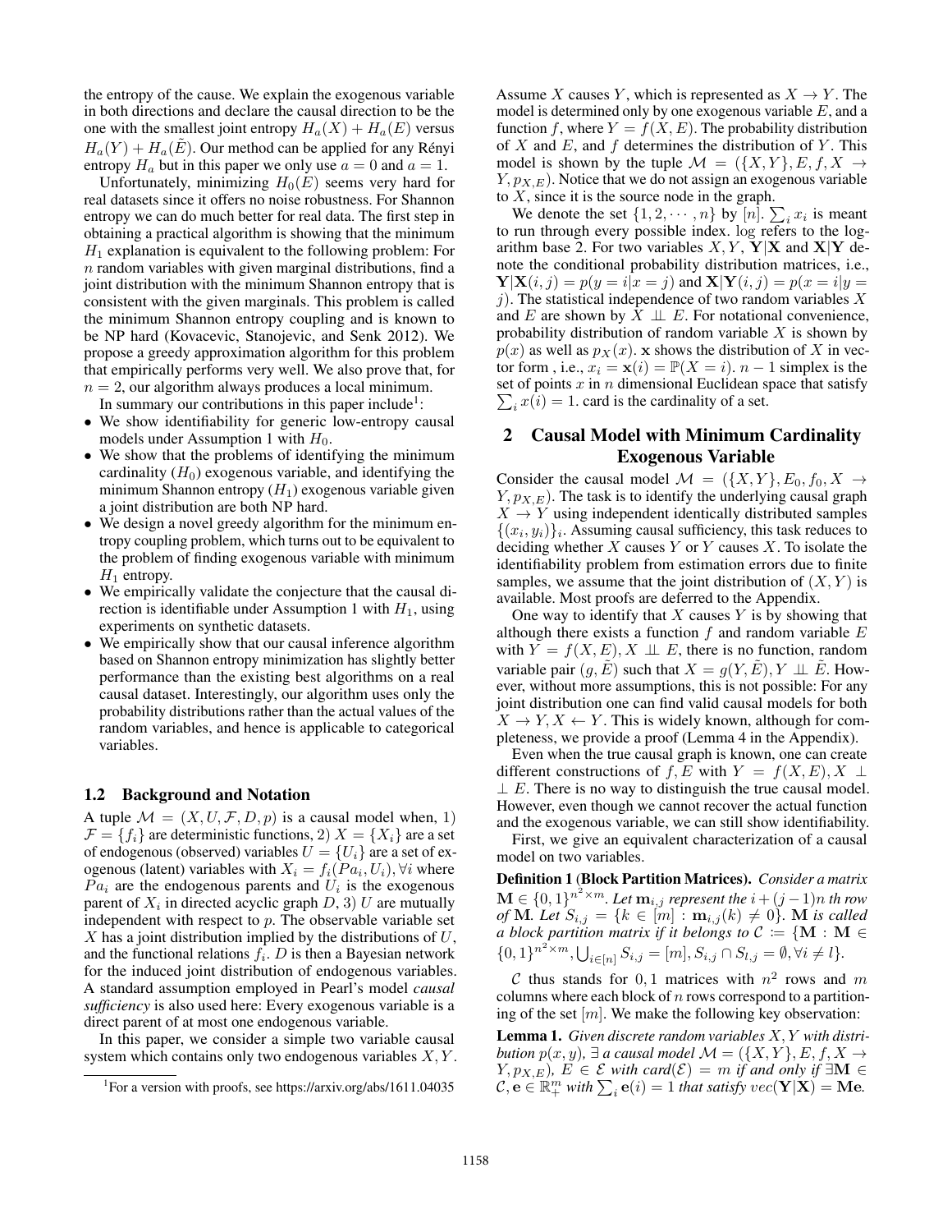the entropy of the cause. We explain the exogenous variable in both directions and declare the causal direction to be the one with the smallest joint entropy $H_a(X) + H_a(E)$ versus $H_a(Y) + H_a(\tilde{E})$. Our method can be applied for any Rényi entropy $H_a$ but in this paper we only use $a = 0$ and $a = 1$.

Unfortunately, minimizing $H_0(E)$ seems very hard for real datasets since it offers no noise robustness. For Shannon entropy we can do much better for real data. The first step in obtaining a practical algorithm is showing that the minimum $H_1$ explanation is equivalent to the following problem: For $n$ random variables with given marginal distributions, find a joint distribution with the minimum Shannon entropy that is consistent with the given marginals. This problem is called the minimum Shannon entropy coupling and is known to be NP hard (Kovacevic, Stanojevic, and Senk 2012). We propose a greedy approximation algorithm for this problem that empirically performs very well. We also prove that, for $n = 2$, our algorithm always produces a local minimum.

In summary our contributions in this paper include[1]:

- We show identifiability for generic low-entropy causal models under Assumption 1 with $H_0$.
- We show that the problems of identifying the minimum cardinality ($H_0$) exogenous variable, and identifying the minimum Shannon entropy ($H_1$) exogenous variable given a joint distribution are both NP hard.
- We design a novel greedy algorithm for the minimum entropy coupling problem, which turns out to be equivalent to the problem of finding exogenous variable with minimum $H_1$ entropy.
- We empirically validate the conjecture that the causal direction is identifiable under Assumption 1 with $H_1$, using experiments on synthetic datasets.
- We empirically show that our causal inference algorithm based on Shannon entropy minimization has slightly better performance than the existing best algorithms on a real causal dataset. Interestingly, our algorithm uses only the probability distributions rather than the actual values of the random variables, and hence is applicable to categorical variables.

### 1.2 Background and Notation

A tuple $\mathcal{M} = (X, U, \mathcal{F}, D, p)$ is a causal model when, 1) $\mathcal{F} = \{f_i\}$ are deterministic functions, 2) $X = \{X_i\}$ are a set of endogenous (observed) variables $U = \{U_i\}$ are a set of exogenous (latent) variables with $X_i = f_i(Pa_i, U_i), \forall i$ where $Pa_i$ are the endogenous parents and $U_i$ is the exogenous parent of $X_i$ in directed acyclic graph $D$, 3) $U$ are mutually independent with respect to $p$. The observable variable set $X$ has a joint distribution implied by the distributions of $U$, and the functional relations $f_i$. $D$ is then a Bayesian network for the induced joint distribution of endogenous variables. A standard assumption employed in Pearl's model *causal sufficiency* is also used here: Every exogenous variable is a direct parent of at most one endogenous variable.

In this paper, we consider a simple two variable causal system which contains only two endogenous variables $X, Y$. Assume $X$ causes $Y$, which is represented as $X \rightarrow Y$. The model is determined only by one exogenous variable $E$, and a function $f$, where $Y = f(X, E)$. The probability distribution of $X$ and $E$, and $f$ determines the distribution of $Y$. This model is shown by the tuple $\mathcal{M} = (\{X, Y\}, E, f, X \rightarrow Y, p_{X,E})$. Notice that we do not assign an exogenous variable to $X$, since it is the source node in the graph.

We denote the set $\{1, 2, \cdots, n\}$ by $[n]$. $\sum_i x_i$ is meant to run through every possible index. $\log$ refers to the logarithm base 2. For two variables $X, Y$, $\mathbf{Y}|\mathbf{X}$ and $\mathbf{X}|\mathbf{Y}$ denote the conditional probability distribution matrices, i.e., $\mathbf{Y}|\mathbf{X}(i,j) = p(y = i|x = j)$ and $\mathbf{X}|\mathbf{Y}(i,j) = p(x = i|y = j)$. The statistical independence of two random variables $X$ and $E$ are shown by $X \perp\!\!\!\perp E$. For notational convenience, probability distribution of random variable $X$ is shown by $p(x)$ as well as $p_X(x)$. $\mathbf{x}$ shows the distribution of $X$ in vector form , i.e., $x_i = \mathbf{x}(i) = \mathbb{P}(X = i)$. $n - 1$ simplex is the set of points $x$ in $n$ dimensional Euclidean space that satisfy $\sum_i x(i) = 1$. card is the cardinality of a set.

## 2 Causal Model with Minimum Cardinality Exogenous Variable

Consider the causal model $\mathcal{M} = (\{X, Y\}, E_0, f_0, X \rightarrow Y, p_{X,E})$. The task is to identify the underlying causal graph $X \rightarrow Y$ using independent identically distributed samples $\{(x_i, y_i)\}_i$. Assuming causal sufficiency, this task reduces to deciding whether $X$ causes $Y$ or $Y$ causes $X$. To isolate the identifiability problem from estimation errors due to finite samples, we assume that the joint distribution of $(X, Y)$ is available. Most proofs are deferred to the Appendix.

One way to identify that $X$ causes $Y$ is by showing that although there exists a function $f$ and random variable $E$ with $Y = f(X, E), X \perp\!\!\!\perp E$, there is no function, random variable pair $(g, \tilde{E})$ such that $X = g(Y, \tilde{E}), Y \perp\!\!\!\perp \tilde{E}$. However, without more assumptions, this is not possible: For any joint distribution one can find valid causal models for both $X \rightarrow Y, X \leftarrow Y$. This is widely known, although for completeness, we provide a proof (Lemma 4 in the Appendix).

Even when the true causal graph is known, one can create different constructions of $f, E$ with $Y = f(X, E), X \perp\!\!\!\perp E$. There is no way to distinguish the true causal model. However, even though we cannot recover the actual function and the exogenous variable, we can still show identifiability.

First, we give an equivalent characterization of a causal model on two variables.

**Definition 1 (Block Partition Matrices).** *Consider a matrix* $\mathbf{M} \in \{0, 1\}^{n^2 \times m}$. *Let* $\mathbf{m}_{i,j}$ *represent the* $i + (j-1)n$ *th row of* $\mathbf{M}$. *Let* $S_{i,j} = \{k \in [m] : \mathbf{m}_{i,j}(k) \neq 0\}$. $\mathbf{M}$ *is called a block partition matrix if it belongs to* $\mathcal{C} := \{\mathbf{M} : \mathbf{M} \in \{0, 1\}^{n^2 \times m}, \bigcup_{i \in [n]} S_{i,j} = [m], S_{i,j} \cap S_{l,j} = \emptyset, \forall i \neq l\}$.

$\mathcal{C}$ thus stands for $0, 1$ matrices with $n^2$ rows and $m$ columns where each block of $n$ rows correspond to a partitioning of the set $[m]$. We make the following key observation:

**Lemma 1.** *Given discrete random variables* $X, Y$ *with distribution* $p(x, y)$, $\exists$ *a causal model* $\mathcal{M} = (\{X, Y\}, E, f, X \rightarrow Y, p_{X,E})$, $E \in \mathcal{E}$ *with* $card(\mathcal{E}) = m$ *if and only if* $\exists \mathbf{M} \in \mathcal{C}, \mathbf{e} \in \mathbb{R}_+^m$ *with* $\sum_i \mathbf{e}(i) = 1$ *that satisfy* $vec(\mathbf{Y}|\mathbf{X}) = \mathbf{Me}$.

[1] For a version with proofs, see https://arxiv.org/abs/1611.04035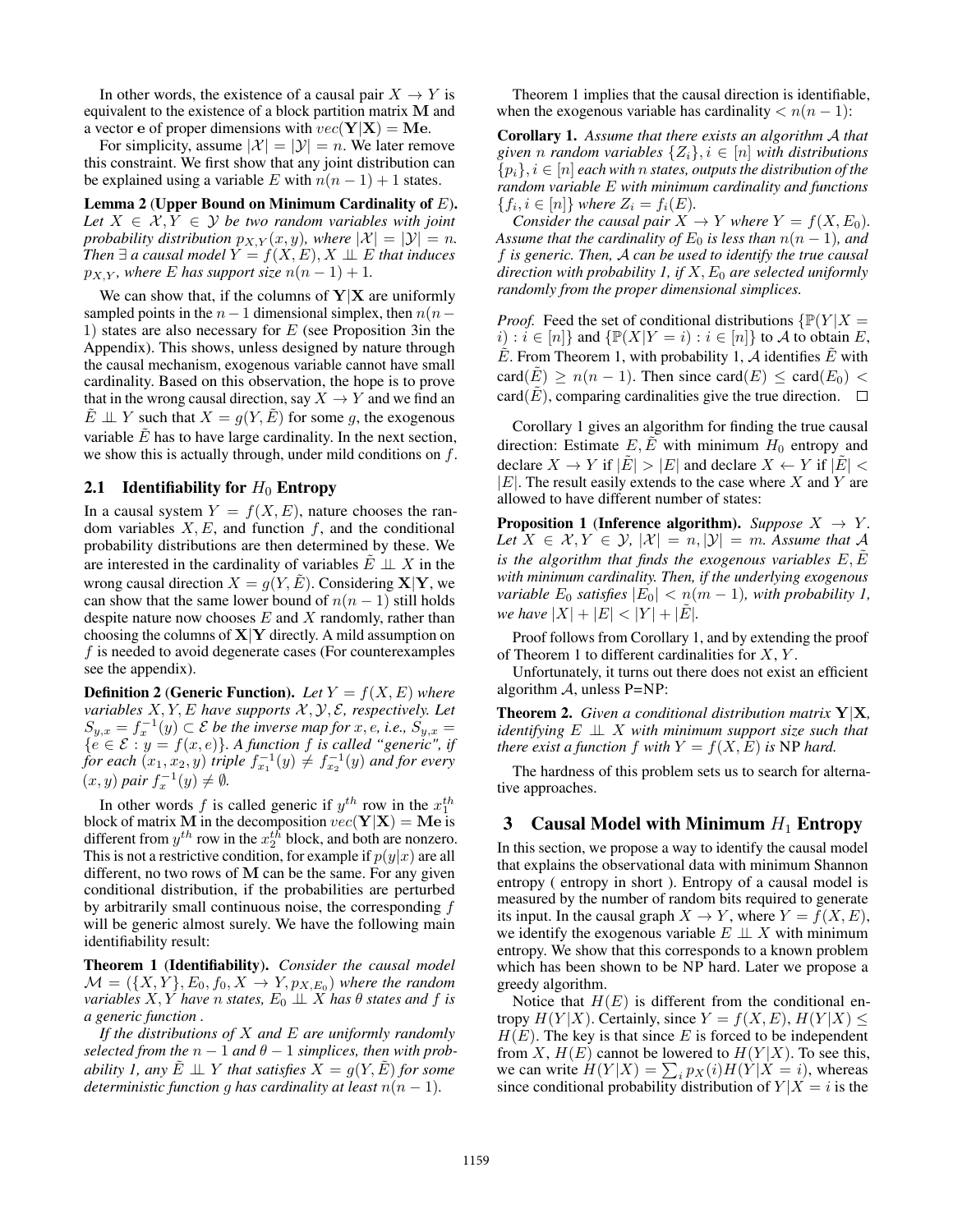In other words, the existence of a causal pair $X \rightarrow Y$ is equivalent to the existence of a block partition matrix $\mathbf{M}$ and a vector $\mathbf{e}$ of proper dimensions with $vec(\mathbf{Y}|\mathbf{X}) = \mathbf{M}\mathbf{e}$.

For simplicity, assume $|\mathcal{X}| = |\mathcal{Y}| = n$. We later remove this constraint. We first show that any joint distribution can be explained using a variable $E$ with $n(n-1)+1$ states.

**Lemma 2 (Upper Bound on Minimum Cardinality of $E$).** *Let $X \in \mathcal{X}, Y \in \mathcal{Y}$ be two random variables with joint probability distribution $p_{X,Y}(x,y)$, where $|\mathcal{X}| = |\mathcal{Y}| = n$. Then $\exists$ a causal model $Y = f(X,E), X \perp\!\!\!\perp E$ that induces $p_{X,Y}$, where $E$ has support size $n(n-1)+1$.*

We can show that, if the columns of $\mathbf{Y}|\mathbf{X}$ are uniformly sampled points in the $n-1$ dimensional simplex, then $n(n-1)$ states are also necessary for $E$ (see Proposition 3in the Appendix). This shows, unless designed by nature through the causal mechanism, exogenous variable cannot have small cardinality. Based on this observation, the hope is to prove that in the wrong causal direction, say $X \rightarrow Y$ and we find an $\tilde{E} \perp\!\!\!\perp Y$ such that $X = g(Y, \tilde{E})$ for some $g$, the exogenous variable $\tilde{E}$ has to have large cardinality. In the next section, we show this is actually through, under mild conditions on $f$.

## 2.1 Identifiability for $H_0$ Entropy

In a causal system $Y = f(X,E)$, nature chooses the random variables $X, E$, and function $f$, and the conditional probability distributions are then determined by these. We are interested in the cardinality of variables $\tilde{E} \perp\!\!\!\perp X$ in the wrong causal direction $X = g(Y, \tilde{E})$. Considering $\mathbf{X}|\mathbf{Y}$, we can show that the same lower bound of $n(n-1)$ still holds despite nature now chooses $E$ and $X$ randomly, rather than choosing the columns of $\mathbf{X}|\mathbf{Y}$ directly. A mild assumption on $f$ is needed to avoid degenerate cases (For counterexamples see the appendix).

**Definition 2 (Generic Function).** *Let $Y = f(X,E)$ where variables $X, Y, E$ have supports $\mathcal{X}, \mathcal{Y}, \mathcal{E}$, respectively. Let $S_{y,x} = f_x^{-1}(y) \subset \mathcal{E}$ be the inverse map for $x, e$, i.e., $S_{y,x} = \{e \in \mathcal{E} : y = f(x,e)\}$. A function $f$ is called "generic", if for each $(x_1, x_2, y)$ triple $f_{x_1}^{-1}(y) \neq f_{x_2}^{-1}(y)$ and for every $(x,y)$ pair $f_x^{-1}(y) \neq \emptyset$.*

In other words $f$ is called generic if $y^{th}$ row in the $x_1^{th}$ block of matrix $\mathbf{M}$ in the decomposition $vec(\mathbf{Y}|\mathbf{X}) = \mathbf{M}\mathbf{e}$ is different from $y^{th}$ row in the $x_2^{th}$ block, and both are nonzero. This is not a restrictive condition, for example if $p(y|x)$ are all different, no two rows of $\mathbf{M}$ can be the same. For any given conditional distribution, if the probabilities are perturbed by arbitrarily small continuous noise, the corresponding $f$ will be generic almost surely. We have the following main identifiability result:

**Theorem 1 (Identifiability).** *Consider the causal model $\mathcal{M} = (\{X,Y\}, E_0, f_0, X \rightarrow Y, p_{X,E_0})$ where the random variables $X, Y$ have $n$ states, $E_0 \perp\!\!\!\perp X$ has $\theta$ states and $f$ is a generic function .*

*If the distributions of $X$ and $E$ are uniformly randomly selected from the $n-1$ and $\theta-1$ simplices, then with probability 1, any $\tilde{E} \perp\!\!\!\perp Y$ that satisfies $X = g(Y, \tilde{E})$ for some deterministic function $g$ has cardinality at least $n(n-1)$.*

Theorem 1 implies that the causal direction is identifiable, when the exogenous variable has cardinality $< n(n-1)$:

**Corollary 1.** *Assume that there exists an algorithm $\mathcal{A}$ that given $n$ random variables $\{Z_i\}, i \in [n]$ with distributions $\{p_i\}, i \in [n]$ each with $n$ states, outputs the distribution of the random variable $E$ with minimum cardinality and functions $\{f_i, i \in [n]\}$ where $Z_i = f_i(E)$.*

*Consider the causal pair $X \rightarrow Y$ where $Y = f(X, E_0)$. Assume that the cardinality of $E_0$ is less than $n(n-1)$, and $f$ is generic. Then, $\mathcal{A}$ can be used to identify the true causal direction with probability 1, if $X, E_0$ are selected uniformly randomly from the proper dimensional simplices.*

*Proof.* Feed the set of conditional distributions $\{\mathbb{P}(Y|X = i) : i \in [n]\}$ and $\{\mathbb{P}(X|Y = i) : i \in [n]\}$ to $\mathcal{A}$ to obtain $E$, $\tilde{E}$. From Theorem 1, with probability 1, $\mathcal{A}$ identifies $\tilde{E}$ with $\text{card}(\tilde{E}) \geq n(n-1)$. Then since $\text{card}(E) \leq \text{card}(E_0) < \text{card}(\tilde{E})$, comparing cardinalities give the true direction. □

Corollary 1 gives an algorithm for finding the true causal direction: Estimate $E, \tilde{E}$ with minimum $H_0$ entropy and declare $X \rightarrow Y$ if $|\tilde{E}| > |E|$ and declare $X \leftarrow Y$ if $|\tilde{E}| < |E|$. The result easily extends to the case where $X$ and $Y$ are allowed to have different number of states:

**Proposition 1 (Inference algorithm).** *Suppose $X \rightarrow Y$. Let $X \in \mathcal{X}, Y \in \mathcal{Y}$, $|\mathcal{X}| = n, |\mathcal{Y}| = m$. Assume that $\mathcal{A}$ is the algorithm that finds the exogenous variables $E, \tilde{E}$ with minimum cardinality. Then, if the underlying exogenous variable $E_0$ satisfies $|E_0| < n(m-1)$, with probability 1, we have $|X| + |E| < |Y| + |\tilde{E}|$.*

Proof follows from Corollary 1, and by extending the proof of Theorem 1 to different cardinalities for $X, Y$.

Unfortunately, it turns out there does not exist an efficient algorithm $\mathcal{A}$, unless P=NP:

**Theorem 2.** *Given a conditional distribution matrix $\mathbf{Y}|\mathbf{X}$, identifying $E \perp\!\!\!\perp X$ with minimum support size such that there exist a function $f$ with $Y = f(X,E)$ is* NP *hard.*

The hardness of this problem sets us to search for alternative approaches.

# 3 Causal Model with Minimum $H_1$ Entropy

In this section, we propose a way to identify the causal model that explains the observational data with minimum Shannon entropy ( entropy in short ). Entropy of a causal model is measured by the number of random bits required to generate its input. In the causal graph $X \rightarrow Y$, where $Y = f(X,E)$, we identify the exogenous variable $E \perp\!\!\!\perp X$ with minimum entropy. We show that this corresponds to a known problem which has been shown to be NP hard. Later we propose a greedy algorithm.

Notice that $H(E)$ is different from the conditional entropy $H(Y|X)$. Certainly, since $Y = f(X,E)$, $H(Y|X) \leq H(E)$. The key is that since $E$ is forced to be independent from $X$, $H(E)$ cannot be lowered to $H(Y|X)$. To see this, we can write $H(Y|X) = \sum_i p_X(i) H(Y|X = i)$, whereas since conditional probability distribution of $Y|X = i$ is the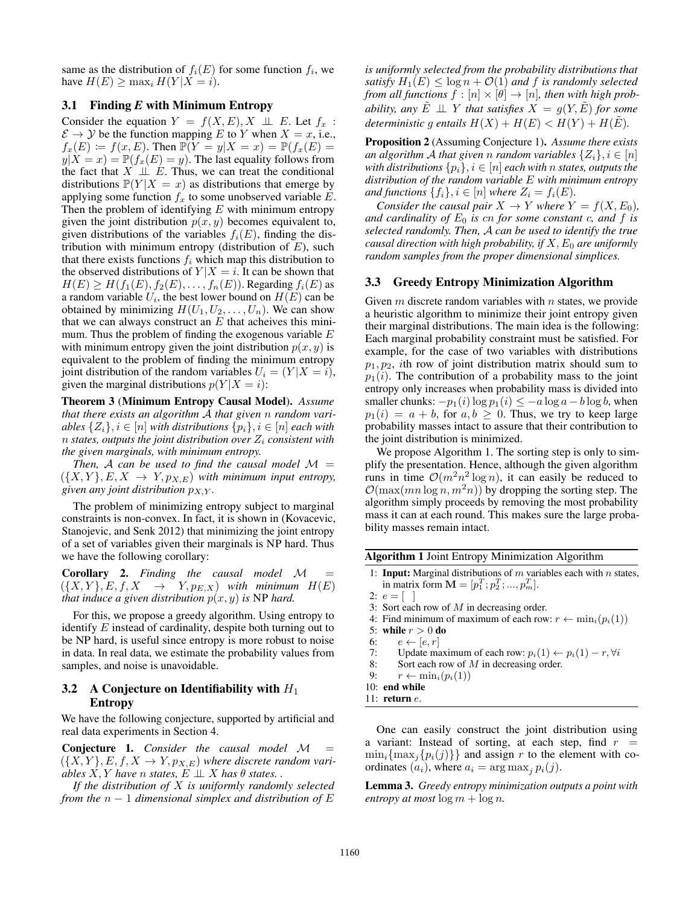same as the distribution of $f_i(E)$ for some function $f_i$, we have $H(E) \geq \max_i H(Y|X=i)$.

### 3.1 Finding $E$ with Minimum Entropy

Consider the equation $Y = f(X, E), X \perp\!\!\!\perp E$. Let $f_x : \mathcal{E} \to \mathcal{Y}$ be the function mapping $E$ to $Y$ when $X = x$, i.e., $f_x(E) := f(x, E)$. Then $\mathbb{P}(Y = y|X = x) = \mathbb{P}(f_x(E) = y|X = x) = \mathbb{P}(f_x(E) = y)$. The last equality follows from the fact that $X \perp\!\!\!\perp E$. Thus, we can treat the conditional distributions $\mathbb{P}(Y|X = x)$ as distributions that emerge by applying some function $f_x$ to some unobserved variable $E$. Then the problem of identifying $E$ with minimum entropy given the joint distribution $p(x, y)$ becomes equivalent to, given distributions of the variables $f_i(E)$, finding the distribution with minimum entropy (distribution of $E$), such that there exists functions $f_i$ which map this distribution to the observed distributions of $Y|X = i$. It can be shown that $H(E) \geq H(f_1(E), f_2(E), \ldots, f_n(E))$. Regarding $f_i(E)$ as a random variable $U_i$, the best lower bound on $H(E)$ can be obtained by minimizing $H(U_1, U_2, \ldots, U_n)$. We can show that we can always construct an $E$ that aceives this minimum. Thus the problem of finding the exogenous variable $E$ with minimum entropy given the joint distribution $p(x, y)$ is equivalent to the problem of finding the minimum entropy joint distribution of the random variables $U_i = (Y|X = i)$, given the marginal distributions $p(Y|X = i)$:

**Theorem 3 (Minimum Entropy Causal Model).** *Assume that there exists an algorithm $\mathcal{A}$ that given $n$ random variables $\{Z_i\}, i \in [n]$ with distributions $\{p_i\}, i \in [n]$ each with $n$ states, outputs the joint distribution over $Z_i$ consistent with the given marginals, with minimum entropy.*

*Then, $\mathcal{A}$ can be used to find the causal model $\mathcal{M} = (\{X, Y\}, E, X \to Y, p_{X,E})$ with minimum input entropy, given any joint distribution $p_{X,Y}$.*

The problem of minimizing entropy subject to marginal constraints is non-convex. In fact, it is shown in (Kovacevic, Stanojevic, and Senk 2012) that minimizing the joint entropy of a set of variables given their marginals is NP hard. Thus we have the following corollary:

**Corollary 2.** *Finding the causal model $\mathcal{M} = (\{X, Y\}, E, f, X \to Y, p_{E,X})$ with minimum $H(E)$ that induce a given distribution $p(x, y)$ is* NP *hard.*

For this, we propose a greedy algorithm. Using entropy to identify $E$ instead of cardinality, despite both turning out to be NP hard, is useful since entropy is more robust to noise in data. In real data, we estimate the probability values from samples, and noise is unavoidable.

### 3.2 A Conjecture on Identifiability with $H_1$ Entropy

We have the following conjecture, supported by artificial and real data experiments in Section 4.

**Conjecture 1.** *Consider the causal model $\mathcal{M} = (\{X, Y\}, E, f, X \to Y, p_{X,E})$ where discrete random variables $X, Y$ have $n$ states, $E \perp\!\!\!\perp X$ has $\theta$ states. .*

*If the distribution of $X$ is uniformly randomly selected from the $n-1$ dimensional simplex and distribution of $E$ is uniformly selected from the probability distributions that satisfy $H_1(E) \leq \log n + \mathcal{O}(1)$ and $f$ is randomly selected from all functions $f : [n] \times [\theta] \to [n]$, then with high probability, any $\tilde{E} \perp\!\!\!\perp Y$ that satisfies $X = g(Y, \tilde{E})$ for some deterministic $g$ entails $H(X) + H(E) < H(Y) + H(\tilde{E})$.*

**Proposition 2** (Assuming Conjecture 1)**.** *Assume there exists an algorithm $\mathcal{A}$ that given $n$ random variables $\{Z_i\}, i \in [n]$ with distributions $\{p_i\}, i \in [n]$ each with $n$ states, outputs the distribution of the random variable $E$ with minimum entropy and functions $\{f_i\}, i \in [n]$ where $Z_i = f_i(E)$.*

*Consider the causal pair $X \to Y$ where $Y = f(X, E_0)$, and cardinality of $E_0$ is $cn$ for some constant $c$, and $f$ is selected randomly. Then, $\mathcal{A}$ can be used to identify the true causal direction with high probability, if $X, E_0$ are uniformly random samples from the proper dimensional simplices.*

### 3.3 Greedy Entropy Minimization Algorithm

Given $m$ discrete random variables with $n$ states, we provide a heuristic algorithm to minimize their joint entropy given their marginal distributions. The main idea is the following: Each marginal probability constraint must be satisfied. For example, for the case of two variables with distributions $p_1, p_2$, $i$th row of joint distribution matrix should sum to $p_1(i)$. The contribution of a probability mass to the joint entropy only increases when probability mass is divided into smaller chunks: $-p_1(i) \log p_1(i) \leq -a \log a - b \log b$, when $p_1(i) = a + b$, for $a, b \geq 0$. Thus, we try to keep large probability masses intact to assure that their contribution to the joint distribution is minimized.

We propose Algorithm 1. The sorting step is only to simplify the presentation. Hence, although the given algorithm runs in time $\mathcal{O}(m^2 n^2 \log n)$, it can easily be reduced to $\mathcal{O}(\max(mn \log n, m^2 n))$ by dropping the sorting step. The algorithm simply proceeds by removing the most probability mass it can at each round. This makes sure the large probability masses remain intact.

**Algorithm 1** Joint Entropy Minimization Algorithm

```
1: Input: Marginal distributions of m variables each with n states,
   in matrix form M = [p_1^T; p_2^T; ...; p_m^T].
2: e = [ ]
3: Sort each row of M in decreasing order.
4: Find minimum of maximum of each row: r ← min_i(p_i(1))
5: while r > 0 do
6:     e ← [e, r]
7:     Update maximum of each row: p_i(1) ← p_i(1) − r, ∀i
8:     Sort each row of M in decreasing order.
9:     r ← min_i(p_i(1))
10: end while
11: return e.
```

One can easily construct the joint distribution using a variant: Instead of sorting, at each step, find $r = \min_i\{\max_j\{p_i(j)\}\}$ and assign $r$ to the element with coordinates $(a_i)$, where $a_i = \arg\max_j p_i(j)$.

**Lemma 3.** *Greedy entropy minimization outputs a point with entropy at most $\log m + \log n$.*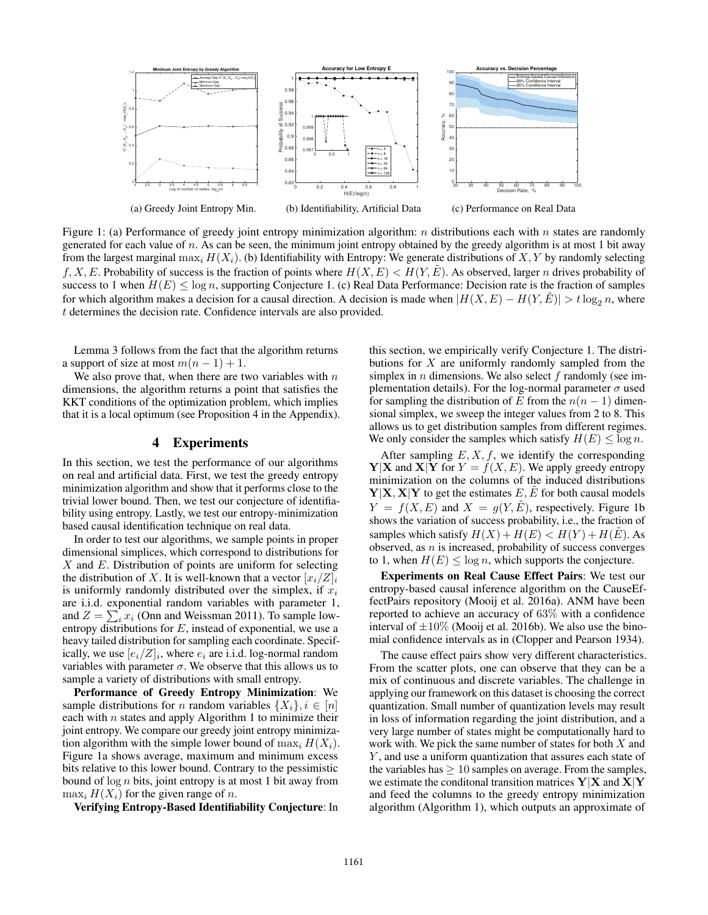(a) Greedy Joint Entropy Min.

(b) Identifiability, Artificial Data

(c) Performance on Real Data

Figure 1: (a) Performance of greedy joint entropy minimization algorithm: $n$ distributions each with $n$ states are randomly generated for each value of $n$. As can be seen, the minimum joint entropy obtained by the greedy algorithm is at most 1 bit away from the largest marginal $\max_i H(X_i)$. (b) Identifiability with Entropy: We generate distributions of $X, Y$ by randomly selecting $f, X, E$. Probability of success is the fraction of points where $H(X, E) < H(Y, \tilde{E})$. As observed, larger $n$ drives probability of success to 1 when $H(E) \leq \log n$, supporting Conjecture 1. (c) Real Data Performance: Decision rate is the fraction of samples for which algorithm makes a decision for a causal direction. A decision is made when $|H(X, E) - H(Y, \tilde{E})| > t \log_2 n$, where $t$ determines the decision rate. Confidence intervals are also provided.

Lemma 3 follows from the fact that the algorithm returns a support of size at most $m(n-1)+1$.

We also prove that, when there are two variables with $n$ dimensions, the algorithm returns a point that satisfies the KKT conditions of the optimization problem, which implies that it is a local optimum (see Proposition 4 in the Appendix).

## 4 Experiments

In this section, we test the performance of our algorithms on real and artificial data. First, we test the greedy entropy minimization algorithm and show that it performs close to the trivial lower bound. Then, we test our conjecture of identifiability using entropy. Lastly, we test our entropy-minimization based causal identification technique on real data.

In order to test our algorithms, we sample points in proper dimensional simplices, which correspond to distributions for $X$ and $E$. Distribution of points are uniform for selecting the distribution of $X$. It is well-known that a vector $[x_i/Z]_i$ is uniformly randomly distributed over the simplex, if $x_i$ are i.i.d. exponential random variables with parameter 1, and $Z = \sum_i x_i$ (Onn and Weissman 2011). To sample low-entropy distributions for $E$, instead of exponential, we use a heavy tailed distribution for sampling each coordinate. Specifically, we use $[e_i/Z]_i$, where $e_i$ are i.i.d. log-normal random variables with parameter $\sigma$. We observe that this allows us to sample a variety of distributions with small entropy.

**Performance of Greedy Entropy Minimization**: We sample distributions for $n$ random variables $\{X_i\}, i \in [n]$ each with $n$ states and apply Algorithm 1 to minimize their joint entropy. We compare our greedy joint entropy minimization algorithm with the simple lower bound of $\max_i H(X_i)$. Figure 1a shows average, maximum and minimum excess bits relative to this lower bound. Contrary to the pessimistic bound of $\log n$ bits, joint entropy is at most 1 bit away from $\max_i H(X_i)$ for the given range of $n$.

**Verifying Entropy-Based Identifiability Conjecture**: In this section, we empirically verify Conjecture 1. The distributions for $X$ are uniformly randomly sampled from the simplex in $n$ dimensions. We also select $f$ randomly (see implementation details). For the log-normal parameter $\sigma$ used for sampling the distribution of $E$ from the $n(n-1)$ dimensional simplex, we sweep the integer values from 2 to 8. This allows us to get distribution samples from different regimes. We only consider the samples which satisfy $H(E) \leq \log n$.

After sampling $E, X, f$, we identify the corresponding $\mathbf{Y}|\mathbf{X}$ and $\mathbf{X}|\mathbf{Y}$ for $Y = f(X, E)$. We apply greedy entropy minimization on the columns of the induced distributions $\mathbf{Y}|\mathbf{X}, \mathbf{X}|\mathbf{Y}$ to get the estimates $E, \tilde{E}$ for both causal models $Y = f(X, E)$ and $X = g(Y, \tilde{E})$, respectively. Figure 1b shows the variation of success probability, i.e., the fraction of samples which satisfy $H(X) + H(E) < H(Y) + H(\tilde{E})$. As observed, as $n$ is increased, probability of success converges to 1, when $H(E) \leq \log n$, which supports the conjecture.

**Experiments on Real Cause Effect Pairs**: We test our entropy-based causal inference algorithm on the CauseEffectPairs repository (Mooij et al. 2016a). ANM have been reported to achieve an accuracy of 63% with a confidence interval of $\pm 10\%$ (Mooij et al. 2016b). We also use the binomial confidence intervals as in (Clopper and Pearson 1934).

The cause effect pairs show very different characteristics. From the scatter plots, one can observe that they can be a mix of continuous and discrete variables. The challenge in applying our framework on this dataset is choosing the correct quantization. Small number of quantization levels may result in loss of information regarding the joint distribution, and a very large number of states might be computationally hard to work with. We pick the same number of states for both $X$ and $Y$, and use a uniform quantization that assures each state of the variables has $\geq 10$ samples on average. From the samples, we estimate the conditonal transition matrices $\mathbf{Y}|\mathbf{X}$ and $\mathbf{X}|\mathbf{Y}$ and feed the columns to the greedy entropy minimization algorithm (Algorithm 1), which outputs an approximate of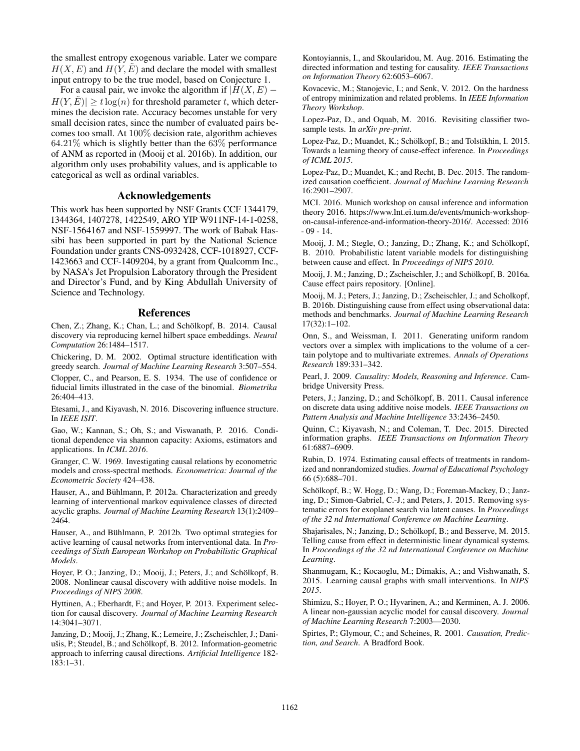the smallest entropy exogenous variable. Later we compare $H(X, E)$ and $H(Y, \tilde{E})$ and declare the model with smallest input entropy to be the true model, based on Conjecture 1.

For a causal pair, we invoke the algorithm if $|H(X, E) - H(Y, \tilde{E})| \geq t \log(n)$ for threshold parameter $t$, which determines the decision rate. Accuracy becomes unstable for very small decision rates, since the number of evaluated pairs becomes too small. At $100\%$ decision rate, algorithm achieves $64.21\%$ which is slightly better than the $63\%$ performance of ANM as reported in (Mooij et al. 2016b). In addition, our algorithm only uses probability values, and is applicable to categorical as well as ordinal variables.

## Acknowledgements

This work has been supported by NSF Grants CCF 1344179, 1344364, 1407278, 1422549, ARO YIP W911NF-14-1-0258, NSF-1564167 and NSF-1559997. The work of Babak Hassibi has been supported in part by the National Science Foundation under grants CNS-0932428, CCF-1018927, CCF-1423663 and CCF-1409204, by a grant from Qualcomm Inc., by NASA's Jet Propulsion Laboratory through the President and Director's Fund, and by King Abdullah University of Science and Technology.

## References

Chen, Z.; Zhang, K.; Chan, L.; and Schölkopf, B. 2014. Causal discovery via reproducing kernel hilbert space embeddings. *Neural Computation* 26:1484–1517.

Chickering, D. M. 2002. Optimal structure identification with greedy search. *Journal of Machine Learning Research* 3:507–554.

Clopper, C., and Pearson, E. S. 1934. The use of confidence or fiducial limits illustrated in the case of the binomial. *Biometrika* 26:404–413.

Etesami, J., and Kiyavash, N. 2016. Discovering influence structure. In *IEEE ISIT*.

Gao, W.; Kannan, S.; Oh, S.; and Viswanath, P. 2016. Conditional dependence via shannon capacity: Axioms, estimators and applications. In *ICML 2016*.

Granger, C. W. 1969. Investigating causal relations by econometric models and cross-spectral methods. *Econometrica: Journal of the Econometric Society* 424–438.

Hauser, A., and Bühlmann, P. 2012a. Characterization and greedy learning of interventional markov equivalence classes of directed acyclic graphs. *Journal of Machine Learning Research* 13(1):2409–2464.

Hauser, A., and Bühlmann, P. 2012b. Two optimal strategies for active learning of causal networks from interventional data. In *Proceedings of Sixth European Workshop on Probabilistic Graphical Models*.

Hoyer, P. O.; Janzing, D.; Mooij, J.; Peters, J.; and Schölkopf, B. 2008. Nonlinear causal discovery with additive noise models. In *Proceedings of NIPS 2008*.

Hyttinen, A.; Eberhardt, F.; and Hoyer, P. 2013. Experiment selection for causal discovery. *Journal of Machine Learning Research* 14:3041–3071.

Janzing, D.; Mooij, J.; Zhang, K.; Lemeire, J.; Zscheischler, J.; Daniušis, P.; Steudel, B.; and Schölkopf, B. 2012. Information-geometric approach to inferring causal directions. *Artificial Intelligence* 182-183:1–31.

Kontoyiannis, I., and Skoularidou, M. Aug. 2016. Estimating the directed information and testing for causality. *IEEE Transactions on Information Theory* 62:6053–6067.

Kovacevic, M.; Stanojevic, I.; and Senk, V. 2012. On the hardness of entropy minimization and related problems. In *IEEE Information Theory Workshop*.

Lopez-Paz, D., and Oquab, M. 2016. Revisiting classifier two-sample tests. In *arXiv pre-print*.

Lopez-Paz, D.; Muandet, K.; Schölkopf, B.; and Tolstikhin, I. 2015. Towards a learning theory of cause-effect inference. In *Proceedings of ICML 2015*.

Lopez-Paz, D.; Muandet, K.; and Recht, B. Dec. 2015. The randomized causation coefficient. *Journal of Machine Learning Research* 16:2901–2907.

MCI. 2016. Munich workshop on causal inference and information theory 2016. https://www.lnt.ei.tum.de/events/munich-workshop-on-causal-inference-and-information-theory-2016/. Accessed: 2016 - 09 - 14.

Mooij, J. M.; Stegle, O.; Janzing, D.; Zhang, K.; and Schölkopf, B. 2010. Probabilistic latent variable models for distinguishing between cause and effect. In *Proceedings of NIPS 2010*.

Mooij, J. M.; Janzing, D.; Zscheischler, J.; and Schölkopf, B. 2016a. Cause effect pairs repository. [Online].

Mooij, M. J.; Peters, J.; Janzing, D.; Zscheischler, J.; and Scholkopf, B. 2016b. Distinguishing cause from effect using observational data: methods and benchmarks. *Journal of Machine Learning Research* 17(32):1–102.

Onn, S., and Weissman, I. 2011. Generating uniform random vectors over a simplex with implications to the volume of a certain polytope and to multivariate extremes. *Annals of Operations Research* 189:331–342.

Pearl, J. 2009. *Causality: Models, Reasoning and Inference*. Cambridge University Press.

Peters, J.; Janzing, D.; and Schölkopf, B. 2011. Causal inference on discrete data using additive noise models. *IEEE Transactions on Pattern Analysis and Machine Intelligence* 33:2436–2450.

Quinn, C.; Kiyavash, N.; and Coleman, T. Dec. 2015. Directed information graphs. *IEEE Transactions on Information Theory* 61:6887–6909.

Rubin, D. 1974. Estimating causal effects of treatments in randomized and nonrandomized studies. *Journal of Educational Psychology* 66 (5):688–701.

Schölkopf, B.; W. Hogg, D.; Wang, D.; Foreman-Mackey, D.; Janzing, D.; Simon-Gabriel, C.-J.; and Peters, J. 2015. Removing systematic errors for exoplanet search via latent causes. In *Proceedings of the 32 nd International Conference on Machine Learning*.

Shajarisales, N.; Janzing, D.; Schölkopf, B.; and Besserve, M. 2015. Telling cause from effect in deterministic linear dynamical systems. In *Proceedings of the 32 nd International Conference on Machine Learning*.

Shanmugam, K.; Kocaoglu, M.; Dimakis, A.; and Vishwanath, S. 2015. Learning causal graphs with small interventions. In *NIPS 2015*.

Shimizu, S.; Hoyer, P. O.; Hyvarinen, A.; and Kerminen, A. J. 2006. A linear non-gaussian acyclic model for causal discovery. *Journal of Machine Learning Research* 7:2003—2030.

Spirtes, P.; Glymour, C.; and Scheines, R. 2001. *Causation, Prediction, and Search*. A Bradford Book.